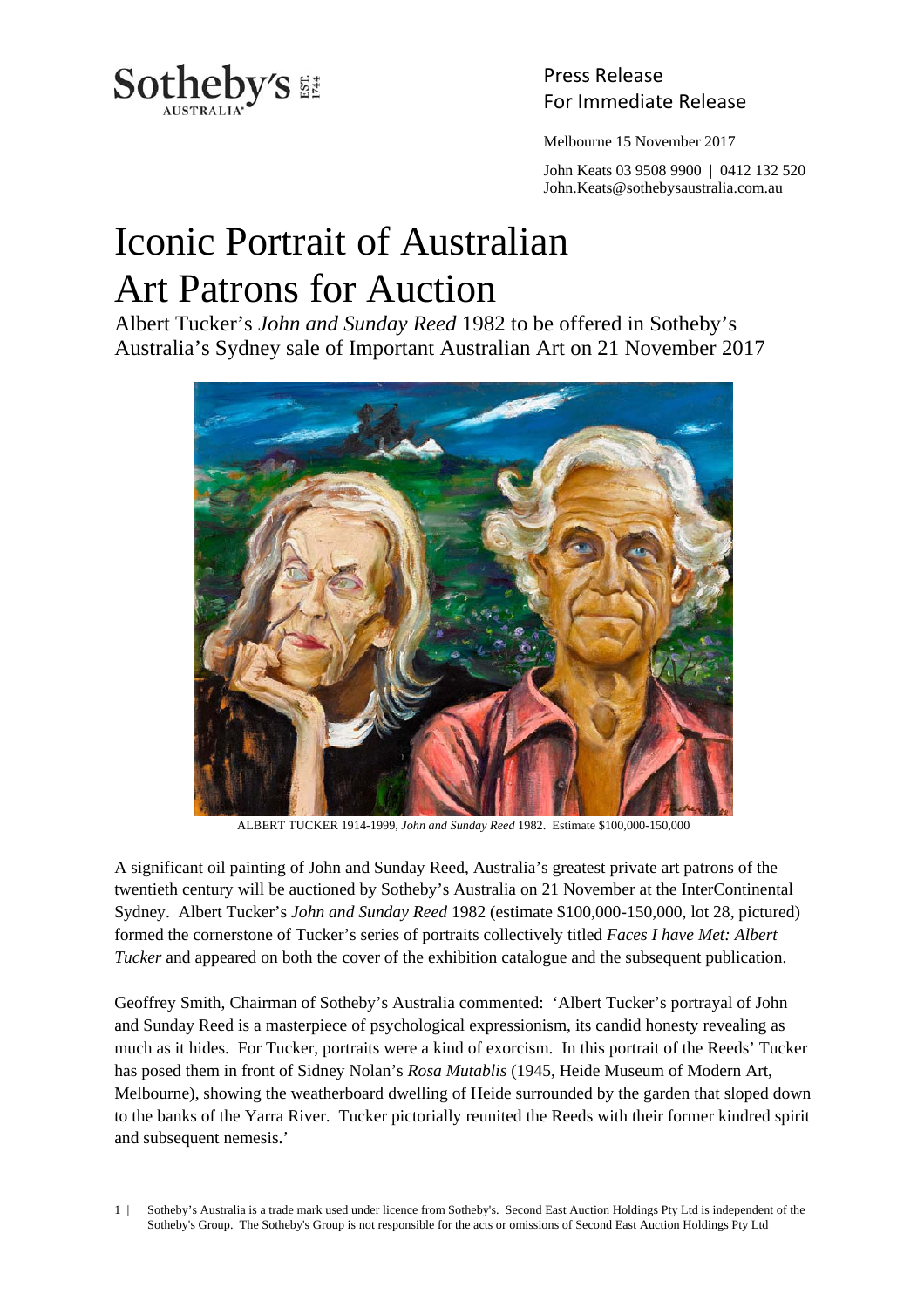Sotheby's AUSTRALIA EST. 1744

Press Release
For Immediate Release

Melbourne 15 November 2017

John Keats 03 9508 9900 | 0412 132 520
John.Keats@sothebysaustralia.com.au

# Iconic Portrait of Australian Art Patrons for Auction

Albert Tucker's *John and Sunday Reed* 1982 to be offered in Sotheby's Australia's Sydney sale of Important Australian Art on 21 November 2017

ALBERT TUCKER 1914-1999, *John and Sunday Reed* 1982. Estimate $100,000-150,000

A significant oil painting of John and Sunday Reed, Australia's greatest private art patrons of the twentieth century will be auctioned by Sotheby's Australia on 21 November at the InterContinental Sydney. Albert Tucker's *John and Sunday Reed* 1982 (estimate $100,000-150,000, lot 28, pictured) formed the cornerstone of Tucker's series of portraits collectively titled *Faces I have Met: Albert Tucker* and appeared on both the cover of the exhibition catalogue and the subsequent publication.

Geoffrey Smith, Chairman of Sotheby's Australia commented: 'Albert Tucker's portrayal of John and Sunday Reed is a masterpiece of psychological expressionism, its candid honesty revealing as much as it hides. For Tucker, portraits were a kind of exorcism. In this portrait of the Reeds' Tucker has posed them in front of Sidney Nolan's *Rosa Mutablis* (1945, Heide Museum of Modern Art, Melbourne), showing the weatherboard dwelling of Heide surrounded by the garden that sloped down to the banks of the Yarra River. Tucker pictorially reunited the Reeds with their former kindred spirit and subsequent nemesis.'

Sotheby's Australia is a trade mark used under licence from Sotheby's. Second East Auction Holdings Pty Ltd is independent of the Sotheby's Group. The Sotheby's Group is not responsible for the acts or omissions of Second East Auction Holdings Pty Ltd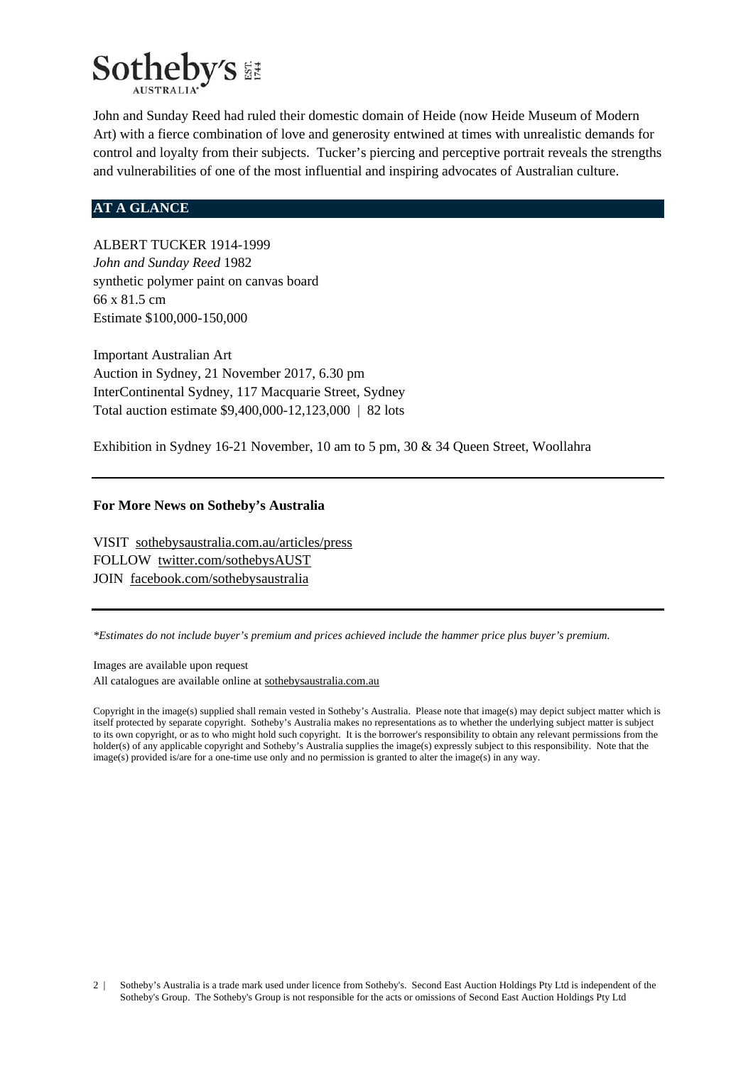John and Sunday Reed had ruled their domestic domain of Heide (now Heide Museum of Modern Art) with a fierce combination of love and generosity entwined at times with unrealistic demands for control and loyalty from their subjects. Tucker's piercing and perceptive portrait reveals the strengths and vulnerabilities of one of the most influential and inspiring advocates of Australian culture.

## AT A GLANCE

ALBERT TUCKER 1914-1999
*John and Sunday Reed* 1982
synthetic polymer paint on canvas board
66 x 81.5 cm
Estimate $100,000-150,000

Important Australian Art
Auction in Sydney, 21 November 2017, 6.30 pm
InterContinental Sydney, 117 Macquarie Street, Sydney
Total auction estimate $9,400,000-12,123,000 | 82 lots

Exhibition in Sydney 16-21 November, 10 am to 5 pm, 30 & 34 Queen Street, Woollahra

---

**For More News on Sotheby's Australia**

VISIT sothebysaustralia.com.au/articles/press
FOLLOW twitter.com/sothebysAUST
JOIN facebook.com/sothebysaustralia

---

*\*Estimates do not include buyer's premium and prices achieved include the hammer price plus buyer's premium.*

Images are available upon request
All catalogues are available online at sothebysaustralia.com.au

Copyright in the image(s) supplied shall remain vested in Sotheby's Australia. Please note that image(s) may depict subject matter which is itself protected by separate copyright. Sotheby's Australia makes no representations as to whether the underlying subject matter is subject to its own copyright, or as to who might hold such copyright. It is the borrower's responsibility to obtain any relevant permissions from the holder(s) of any applicable copyright and Sotheby's Australia supplies the image(s) expressly subject to this responsibility. Note that the image(s) provided is/are for a one-time use only and no permission is granted to alter the image(s) in any way.

Sotheby's Australia is a trade mark used under licence from Sotheby's. Second East Auction Holdings Pty Ltd is independent of the Sotheby's Group. The Sotheby's Group is not responsible for the acts or omissions of Second East Auction Holdings Pty Ltd